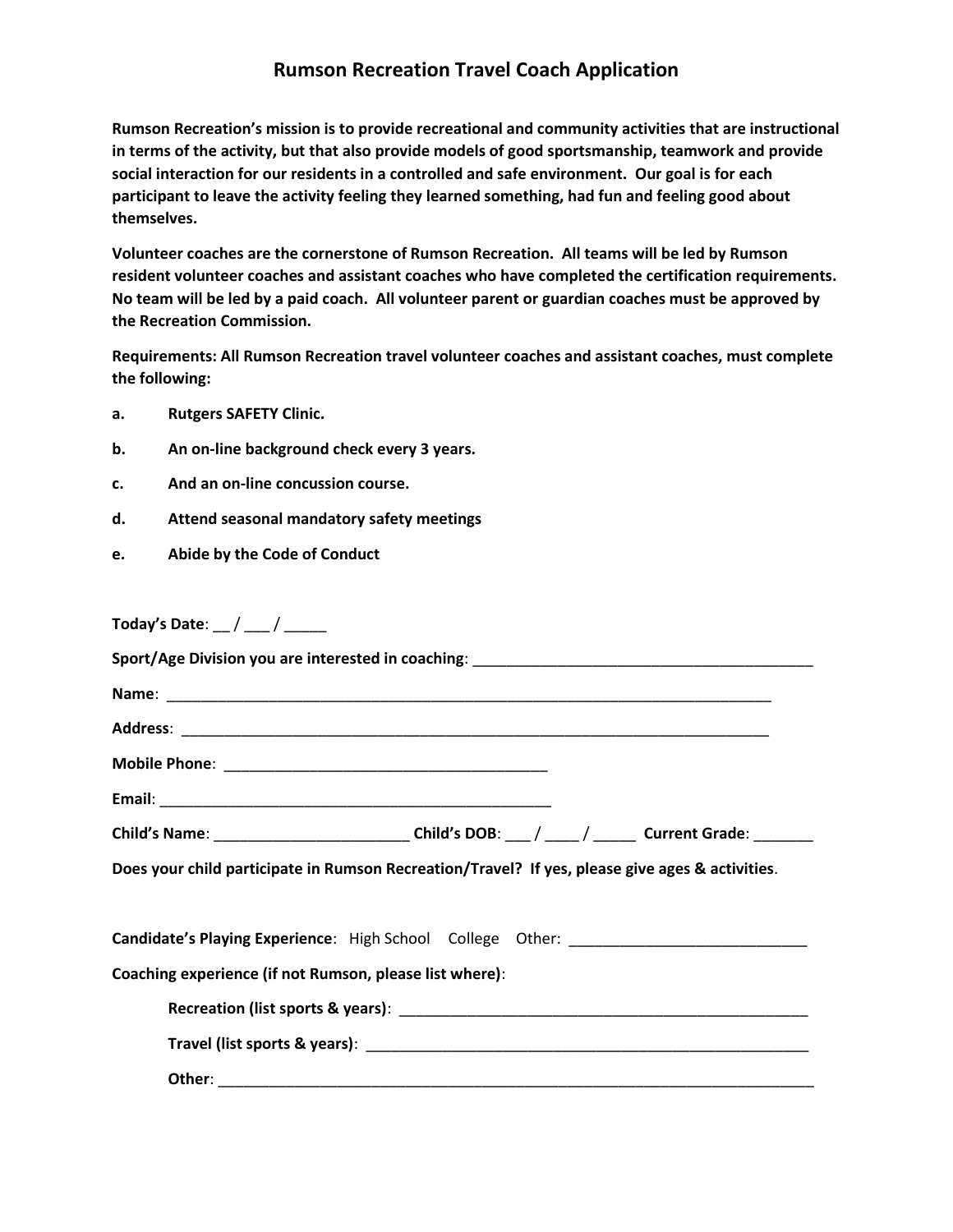# Rumson Recreation Travel Coach Application

**Rumson Recreation's mission is to provide recreational and community activities that are instructional in terms of the activity, but that also provide models of good sportsmanship, teamwork and provide social interaction for our residents in a controlled and safe environment. Our goal is for each participant to leave the activity feeling they learned something, had fun and feeling good about themselves.**

**Volunteer coaches are the cornerstone of Rumson Recreation. All teams will be led by Rumson resident volunteer coaches and assistant coaches who have completed the certification requirements. No team will be led by a paid coach. All volunteer parent or guardian coaches must be approved by the Recreation Commission.**

**Requirements: All Rumson Recreation travel volunteer coaches and assistant coaches, must complete the following:**

**a. Rutgers SAFETY Clinic.**

**b. An on-line background check every 3 years.**

**c. And an on-line concussion course.**

**d. Attend seasonal mandatory safety meetings**

**e. Abide by the Code of Conduct**

**Today's Date**: __ / ___ / _____

**Sport/Age Division you are interested in coaching**: ___________________________________________

**Name**: ___________________________________________________________________________

**Address**: __________________________________________________________________________

**Mobile Phone**: ________________________________________

**Email**: __________________________________________________

**Child's Name**: ________________________ **Child's DOB**: ___ / ____ / _____ **Current Grade**: _______

**Does your child participate in Rumson Recreation/Travel? If yes, please give ages & activities**.

**Candidate's Playing Experience**: High School College Other: ____________________________

**Coaching experience (if not Rumson, please list where)**:

**Recreation (list sports & years)**: __________________________________________________

**Travel (list sports & years)**: ______________________________________________________

**Other**: ___________________________________________________________________________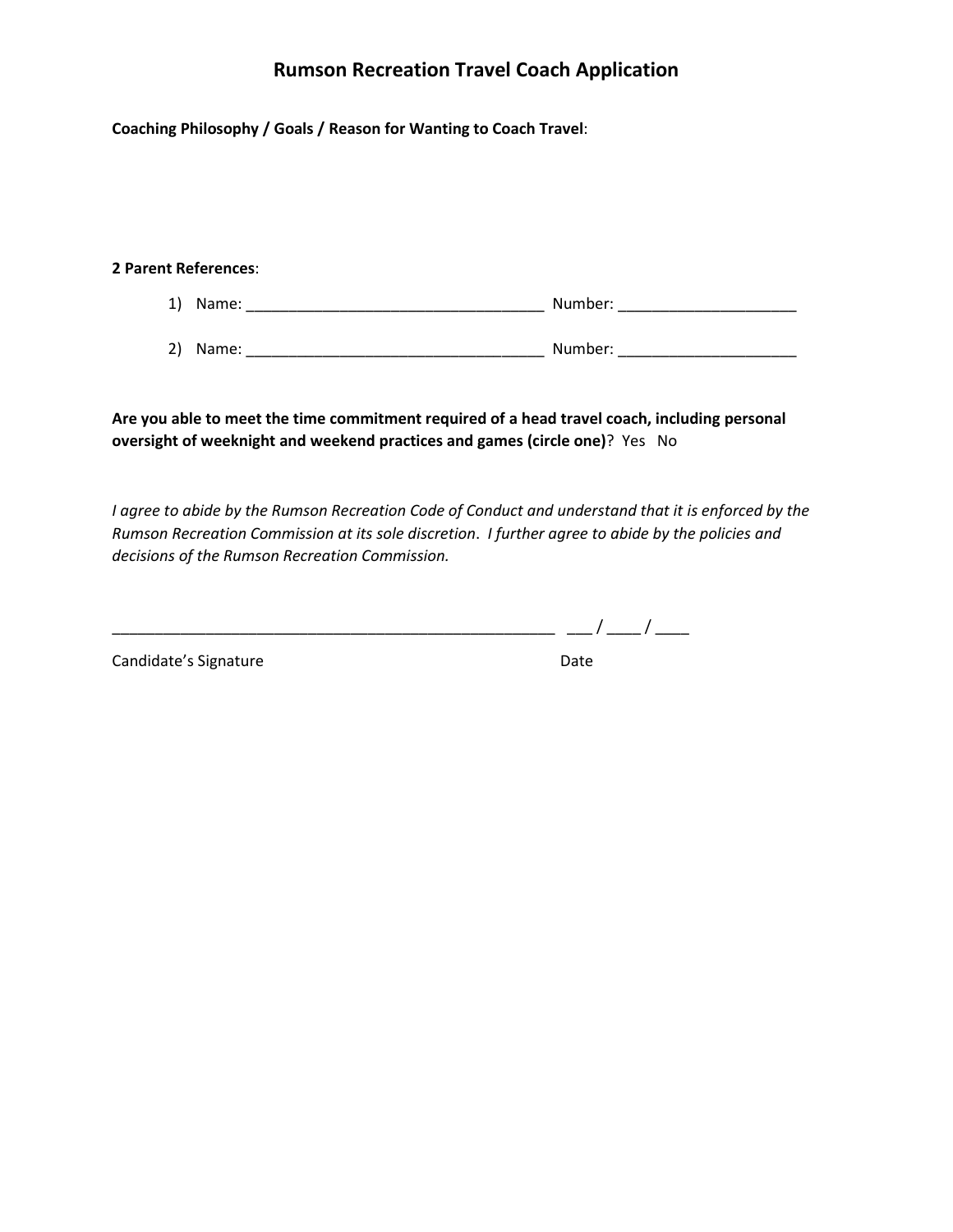# Rumson Recreation Travel Coach Application

**Coaching Philosophy / Goals / Reason for Wanting to Coach Travel**:

**2 Parent References**:

1) Name: ___________________________________ Number: _____________________

2) Name: ___________________________________ Number: _____________________

**Are you able to meet the time commitment required of a head travel coach, including personal oversight of weeknight and weekend practices and games (circle one)**? Yes No

*I agree to abide by the Rumson Recreation Code of Conduct and understand that it is enforced by the Rumson Recreation Commission at its sole discretion. I further agree to abide by the policies and decisions of the Rumson Recreation Commission.*

_____________________________________________________ ___ / ____ / ____

Candidate's Signature Date